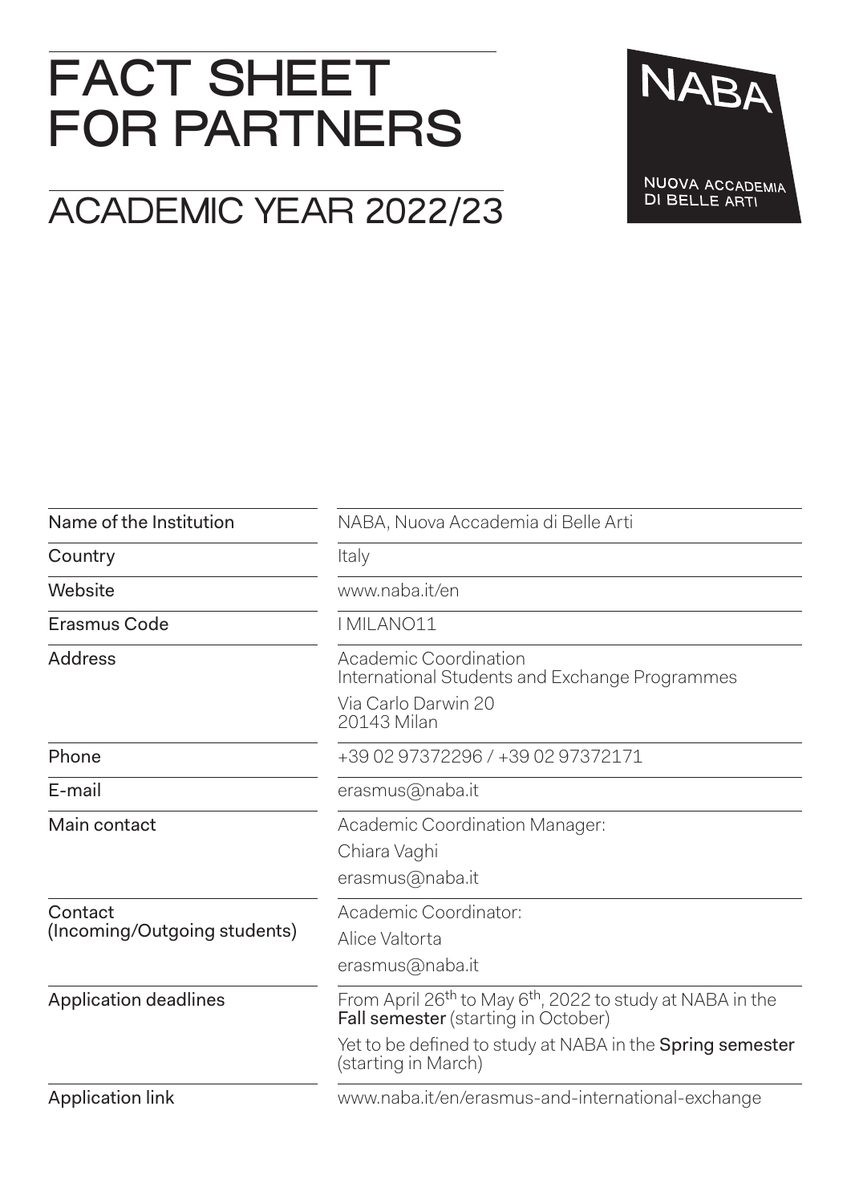# FACT SHEET FOR PARTNERS

## ACADEMIC YEAR 2022/23

NABA

NUOVA ACCADEMIA DI BELLE ARTI

| | |
|---|---|
| Name of the Institution | NABA, Nuova Accademia di Belle Arti |
| Country | Italy |
| Website | www.naba.it/en |
| Erasmus Code | I MILANO11 |
| Address | Academic Coordination<br>International Students and Exchange Programmes<br>Via Carlo Darwin 20<br>20143 Milan |
| Phone | +39 02 97372296 / +39 02 97372171 |
| E-mail | erasmus@naba.it |
| Main contact | Academic Coordination Manager:<br>Chiara Vaghi<br>erasmus@naba.it |
| Contact (Incoming/Outgoing students) | Academic Coordinator:<br>Alice Valtorta<br>erasmus@naba.it |
| Application deadlines | From April 26th to May 6th, 2022 to study at NABA in the **Fall semester** (starting in October)<br>Yet to be defined to study at NABA in the **Spring semester** (starting in March) |
| Application link | www.naba.it/en/erasmus-and-international-exchange |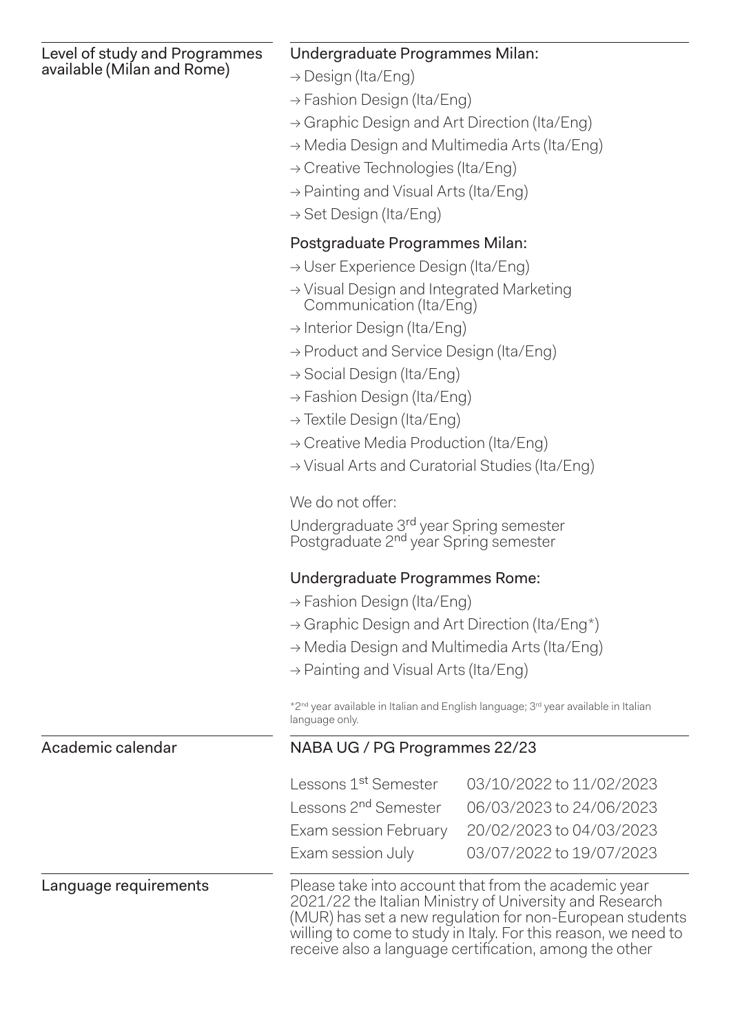## Level of study and Programmes available (Milan and Rome)

### Undergraduate Programmes Milan:

- → Design (Ita/Eng)
- → Fashion Design (Ita/Eng)
- → Graphic Design and Art Direction (Ita/Eng)
- → Media Design and Multimedia Arts (Ita/Eng)
- → Creative Technologies (Ita/Eng)
- → Painting and Visual Arts (Ita/Eng)
- → Set Design (Ita/Eng)

### Postgraduate Programmes Milan:

- → User Experience Design (Ita/Eng)
- → Visual Design and Integrated Marketing Communication (Ita/Eng)
- → Interior Design (Ita/Eng)
- → Product and Service Design (Ita/Eng)
- → Social Design (Ita/Eng)
- → Fashion Design (Ita/Eng)
- → Textile Design (Ita/Eng)
- → Creative Media Production (Ita/Eng)
- → Visual Arts and Curatorial Studies (Ita/Eng)

We do not offer:

Undergraduate 3rd year Spring semester
Postgraduate 2nd year Spring semester

### Undergraduate Programmes Rome:

- → Fashion Design (Ita/Eng)
- → Graphic Design and Art Direction (Ita/Eng*)
- → Media Design and Multimedia Arts (Ita/Eng)
- → Painting and Visual Arts (Ita/Eng)

*2nd year available in Italian and English language; 3rd year available in Italian language only.

## Academic calendar

### NABA UG / PG Programmes 22/23

| | |
|---|---|
| Lessons 1st Semester | 03/10/2022 to 11/02/2023 |
| Lessons 2nd Semester | 06/03/2023 to 24/06/2023 |
| Exam session February | 20/02/2023 to 04/03/2023 |
| Exam session July | 03/07/2022 to 19/07/2023 |

## Language requirements

Please take into account that from the academic year 2021/22 the Italian Ministry of University and Research (MUR) has set a new regulation for non-European students willing to come to study in Italy. For this reason, we need to receive also a language certification, among the other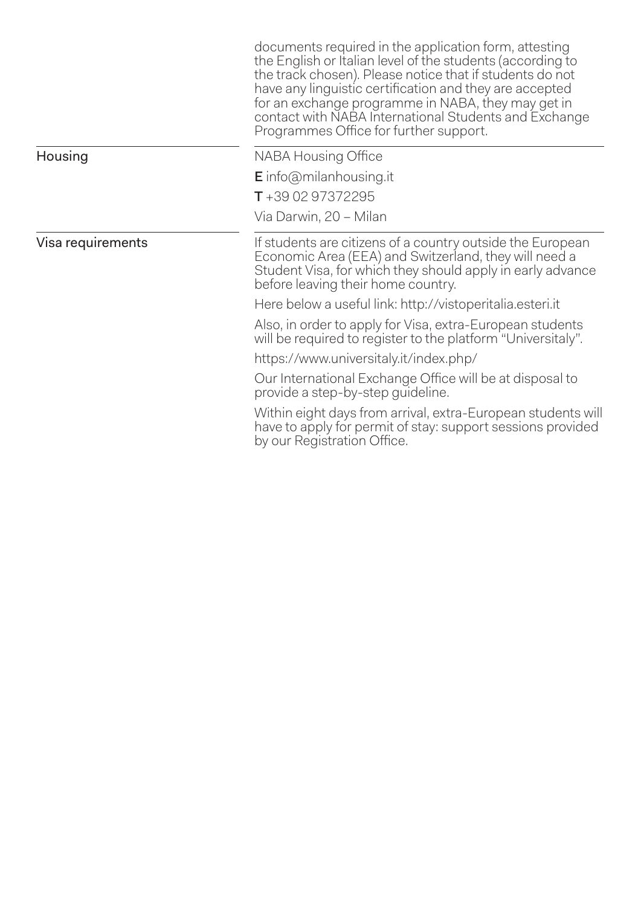documents required in the application form, attesting the English or Italian level of the students (according to the track chosen). Please notice that if students do not have any linguistic certification and they are accepted for an exchange programme in NABA, they may get in contact with NABA International Students and Exchange Programmes Office for further support.

| | |
|---|---|
| Housing | NABA Housing Office<br>**E** info@milanhousing.it<br>**T** +39 02 97372295<br>Via Darwin, 20 – Milan |
| Visa requirements | If students are citizens of a country outside the European Economic Area (EEA) and Switzerland, they will need a Student Visa, for which they should apply in early advance before leaving their home country.<br>Here below a useful link: http://vistoperitalia.esteri.it<br>Also, in order to apply for Visa, extra-European students will be required to register to the platform "Universitaly".<br>https://www.universitaly.it/index.php/<br>Our International Exchange Office will be at disposal to provide a step-by-step guideline.<br>Within eight days from arrival, extra-European students will have to apply for permit of stay: support sessions provided by our Registration Office. |